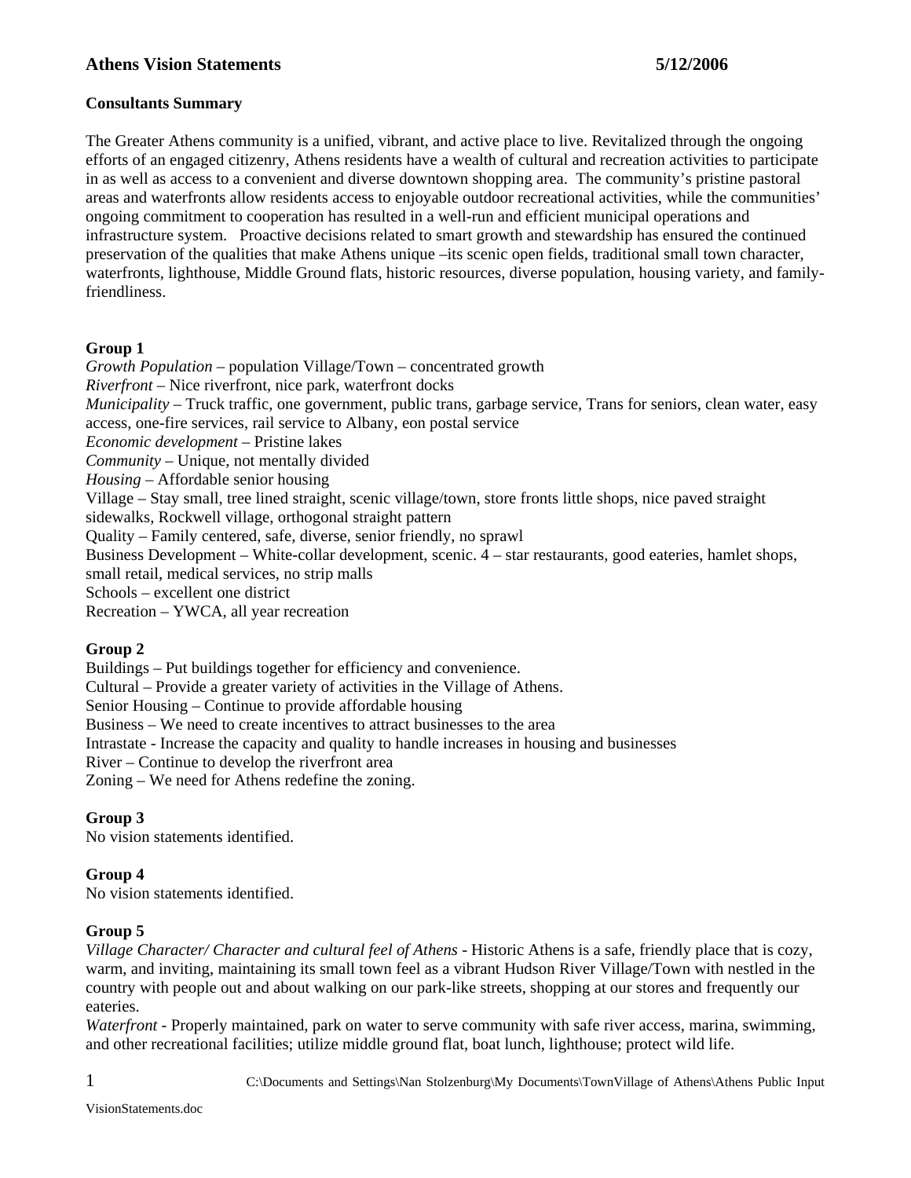# Athens Vision Statements 5/12/2006

## Consultants Summary

The Greater Athens community is a unified, vibrant, and active place to live. Revitalized through the ongoing efforts of an engaged citizenry, Athens residents have a wealth of cultural and recreation activities to participate in as well as access to a convenient and diverse downtown shopping area. The community's pristine pastoral areas and waterfronts allow residents access to enjoyable outdoor recreational activities, while the communities' ongoing commitment to cooperation has resulted in a well-run and efficient municipal operations and infrastructure system. Proactive decisions related to smart growth and stewardship has ensured the continued preservation of the qualities that make Athens unique –its scenic open fields, traditional small town character, waterfronts, lighthouse, Middle Ground flats, historic resources, diverse population, housing variety, and family-friendliness.

## Group 1

*Growth Population* – population Village/Town – concentrated growth
*Riverfront* – Nice riverfront, nice park, waterfront docks
*Municipality* – Truck traffic, one government, public trans, garbage service, Trans for seniors, clean water, easy access, one-fire services, rail service to Albany, eon postal service
*Economic development* – Pristine lakes
*Community* – Unique, not mentally divided
*Housing* – Affordable senior housing
Village – Stay small, tree lined straight, scenic village/town, store fronts little shops, nice paved straight sidewalks, Rockwell village, orthogonal straight pattern
Quality – Family centered, safe, diverse, senior friendly, no sprawl
Business Development – White-collar development, scenic. 4 – star restaurants, good eateries, hamlet shops, small retail, medical services, no strip malls
Schools – excellent one district
Recreation – YWCA, all year recreation

## Group 2

Buildings – Put buildings together for efficiency and convenience.
Cultural – Provide a greater variety of activities in the Village of Athens.
Senior Housing – Continue to provide affordable housing
Business – We need to create incentives to attract businesses to the area
Intrastate - Increase the capacity and quality to handle increases in housing and businesses
River – Continue to develop the riverfront area
Zoning – We need for Athens redefine the zoning.

## Group 3

No vision statements identified.

## Group 4

No vision statements identified.

## Group 5

*Village Character/ Character and cultural feel of Athens* - Historic Athens is a safe, friendly place that is cozy, warm, and inviting, maintaining its small town feel as a vibrant Hudson River Village/Town with nestled in the country with people out and about walking on our park-like streets, shopping at our stores and frequently our eateries.
*Waterfront* - Properly maintained, park on water to serve community with safe river access, marina, swimming, and other recreational facilities; utilize middle ground flat, boat lunch, lighthouse; protect wild life.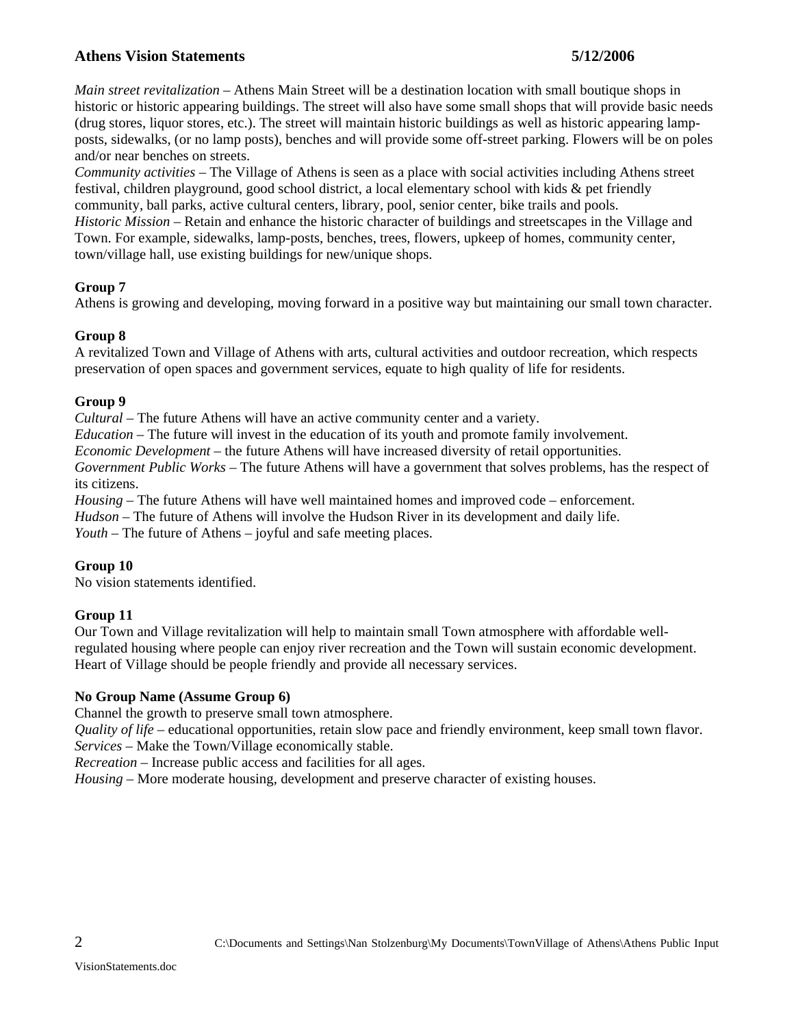*Main street revitalization* – Athens Main Street will be a destination location with small boutique shops in historic or historic appearing buildings. The street will also have some small shops that will provide basic needs (drug stores, liquor stores, etc.). The street will maintain historic buildings as well as historic appearing lamp-posts, sidewalks, (or no lamp posts), benches and will provide some off-street parking. Flowers will be on poles and/or near benches on streets.
*Community activities* – The Village of Athens is seen as a place with social activities including Athens street festival, children playground, good school district, a local elementary school with kids & pet friendly community, ball parks, active cultural centers, library, pool, senior center, bike trails and pools.
*Historic Mission* – Retain and enhance the historic character of buildings and streetscapes in the Village and Town. For example, sidewalks, lamp-posts, benches, trees, flowers, upkeep of homes, community center, town/village hall, use existing buildings for new/unique shops.

**Group 7**
Athens is growing and developing, moving forward in a positive way but maintaining our small town character.

**Group 8**
A revitalized Town and Village of Athens with arts, cultural activities and outdoor recreation, which respects preservation of open spaces and government services, equate to high quality of life for residents.

**Group 9**
*Cultural* – The future Athens will have an active community center and a variety.
*Education* – The future will invest in the education of its youth and promote family involvement.
*Economic Development* – the future Athens will have increased diversity of retail opportunities.
*Government Public Works* – The future Athens will have a government that solves problems, has the respect of its citizens.
*Housing* – The future Athens will have well maintained homes and improved code – enforcement.
*Hudson* – The future of Athens will involve the Hudson River in its development and daily life.
*Youth* – The future of Athens – joyful and safe meeting places.

**Group 10**
No vision statements identified.

**Group 11**
Our Town and Village revitalization will help to maintain small Town atmosphere with affordable well-regulated housing where people can enjoy river recreation and the Town will sustain economic development. Heart of Village should be people friendly and provide all necessary services.

**No Group Name (Assume Group 6)**
Channel the growth to preserve small town atmosphere.
*Quality of life* – educational opportunities, retain slow pace and friendly environment, keep small town flavor.
*Services* – Make the Town/Village economically stable.
*Recreation* – Increase public access and facilities for all ages.
*Housing* – More moderate housing, development and preserve character of existing houses.